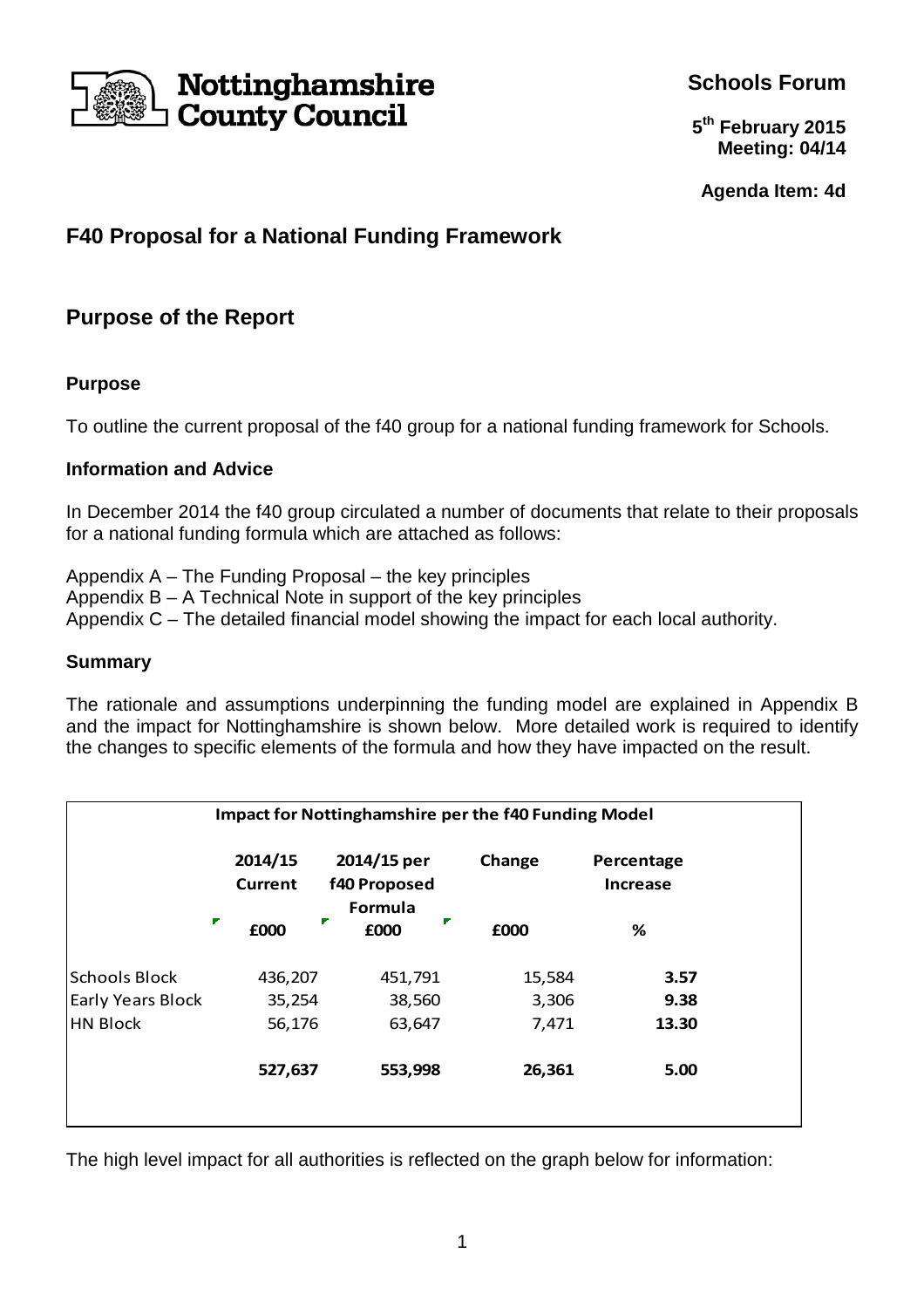Nottinghamshire County Council

**Schools Forum**

**5th February 2015**
**Meeting: 04/14**

**Agenda Item: 4d**

## F40 Proposal for a National Funding Framework

## Purpose of the Report

### Purpose

To outline the current proposal of the f40 group for a national funding framework for Schools.

### Information and Advice

In December 2014 the f40 group circulated a number of documents that relate to their proposals for a national funding formula which are attached as follows:

Appendix A – The Funding Proposal – the key principles
Appendix B – A Technical Note in support of the key principles
Appendix C – The detailed financial model showing the impact for each local authority.

### Summary

The rationale and assumptions underpinning the funding model are explained in Appendix B and the impact for Nottinghamshire is shown below. More detailed work is required to identify the changes to specific elements of the formula and how they have impacted on the result.

**Impact for Nottinghamshire per the f40 Funding Model**

| | 2014/15 Current | 2014/15 per f40 Proposed Formula | Change | Percentage Increase |
|---|---|---|---|---|
| | £000 | £000 | £000 | % |
| Schools Block | 436,207 | 451,791 | 15,584 | **3.57** |
| Early Years Block | 35,254 | 38,560 | 3,306 | **9.38** |
| HN Block | 56,176 | 63,647 | 7,471 | **13.30** |
| | **527,637** | **553,998** | **26,361** | **5.00** |

The high level impact for all authorities is reflected on the graph below for information: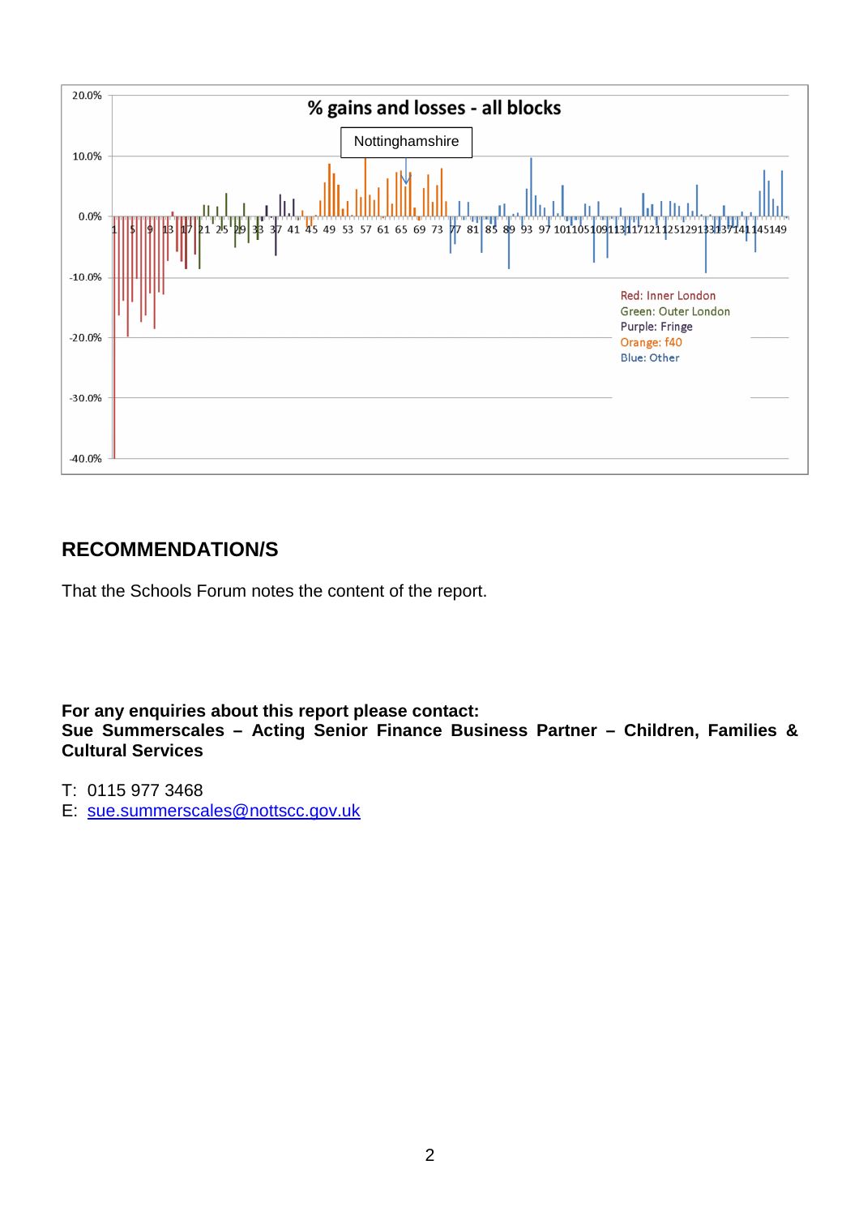% gains and losses - all blocks

Nottinghamshire

20.0%
10.0%
0.0%
-10.0%
-20.0%
-30.0%
-40.0%

1 5 9 13 17 21 25 29 33 37 41 45 49 53 57 61 65 69 73 77 81 85 89 93 97 101 105 109 113 117 121 125 129 133 137 141 145 149

Red: Inner London
Green: Outer London
Purple: Fringe
Orange: f40
Blue: Other

## RECOMMENDATION/S

That the Schools Forum notes the content of the report.

**For any enquiries about this report please contact:**
**Sue Summerscales – Acting Senior Finance Business Partner – Children, Families & Cultural Services**

T: 0115 977 3468
E: sue.summerscales@nottscc.gov.uk